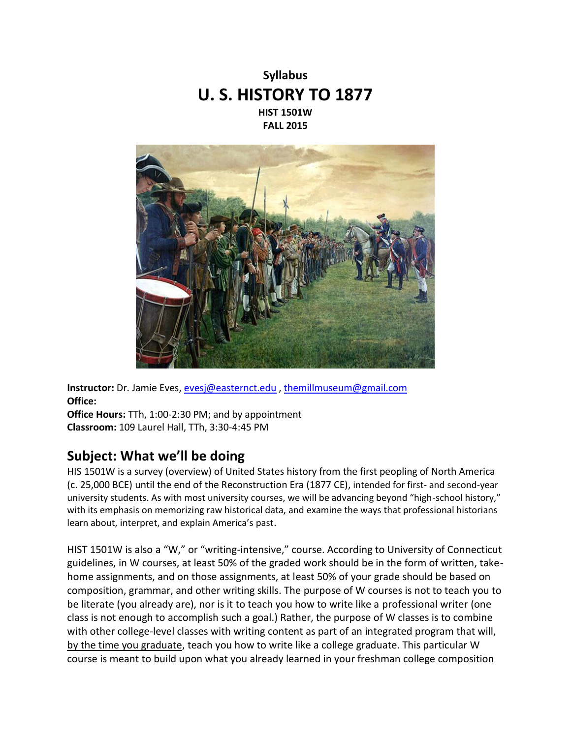**Syllabus**

# U. S. HISTORY TO 1877

**HIST 1501W**
**FALL 2015**

**Instructor:** Dr. Jamie Eves, evesj@easternct.edu , themillmuseum@gmail.com
**Office:**
**Office Hours:** TTh, 1:00-2:30 PM; and by appointment
**Classroom:** 109 Laurel Hall, TTh, 3:30-4:45 PM

## Subject: What we'll be doing

HIS 1501W is a survey (overview) of United States history from the first peopling of North America (c. 25,000 BCE) until the end of the Reconstruction Era (1877 CE), intended for first- and second-year university students. As with most university courses, we will be advancing beyond "high-school history," with its emphasis on memorizing raw historical data, and examine the ways that professional historians learn about, interpret, and explain America's past.

HIST 1501W is also a "W," or "writing-intensive," course. According to University of Connecticut guidelines, in W courses, at least 50% of the graded work should be in the form of written, take-home assignments, and on those assignments, at least 50% of your grade should be based on composition, grammar, and other writing skills. The purpose of W courses is not to teach you to be literate (you already are), nor is it to teach you how to write like a professional writer (one class is not enough to accomplish such a goal.) Rather, the purpose of W classes is to combine with other college-level classes with writing content as part of an integrated program that will, by the time you graduate, teach you how to write like a college graduate. This particular W course is meant to build upon what you already learned in your freshman college composition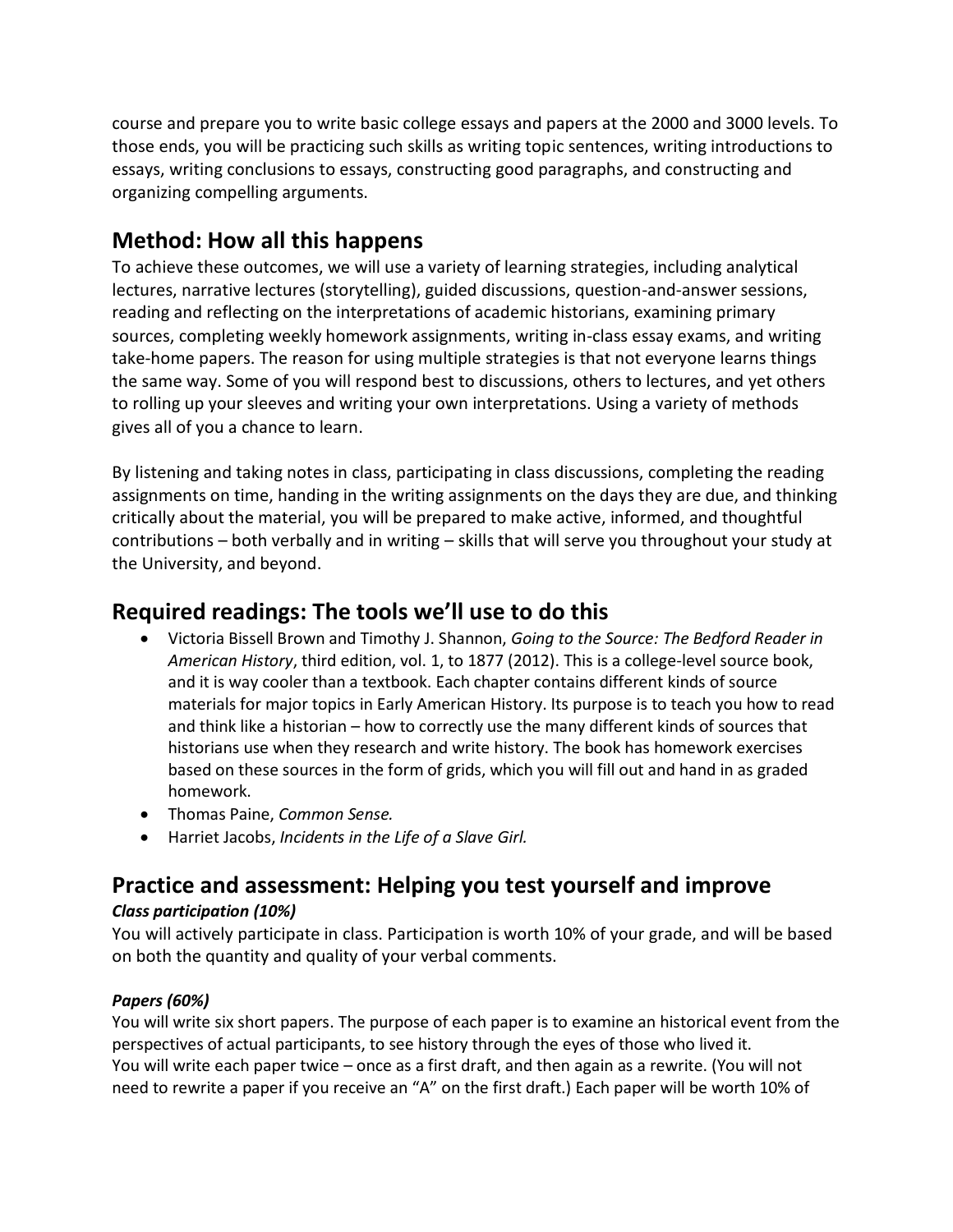course and prepare you to write basic college essays and papers at the 2000 and 3000 levels. To those ends, you will be practicing such skills as writing topic sentences, writing introductions to essays, writing conclusions to essays, constructing good paragraphs, and constructing and organizing compelling arguments.

## Method: How all this happens

To achieve these outcomes, we will use a variety of learning strategies, including analytical lectures, narrative lectures (storytelling), guided discussions, question-and-answer sessions, reading and reflecting on the interpretations of academic historians, examining primary sources, completing weekly homework assignments, writing in-class essay exams, and writing take-home papers. The reason for using multiple strategies is that not everyone learns things the same way. Some of you will respond best to discussions, others to lectures, and yet others to rolling up your sleeves and writing your own interpretations. Using a variety of methods gives all of you a chance to learn.

By listening and taking notes in class, participating in class discussions, completing the reading assignments on time, handing in the writing assignments on the days they are due, and thinking critically about the material, you will be prepared to make active, informed, and thoughtful contributions – both verbally and in writing – skills that will serve you throughout your study at the University, and beyond.

## Required readings: The tools we'll use to do this

- Victoria Bissell Brown and Timothy J. Shannon, *Going to the Source: The Bedford Reader in American History*, third edition, vol. 1, to 1877 (2012). This is a college-level source book, and it is way cooler than a textbook. Each chapter contains different kinds of source materials for major topics in Early American History. Its purpose is to teach you how to read and think like a historian – how to correctly use the many different kinds of sources that historians use when they research and write history. The book has homework exercises based on these sources in the form of grids, which you will fill out and hand in as graded homework.
- Thomas Paine, *Common Sense.*
- Harriet Jacobs, *Incidents in the Life of a Slave Girl.*

## Practice and assessment: Helping you test yourself and improve

***Class participation (10%)***

You will actively participate in class. Participation is worth 10% of your grade, and will be based on both the quantity and quality of your verbal comments.

***Papers (60%)***

You will write six short papers. The purpose of each paper is to examine an historical event from the perspectives of actual participants, to see history through the eyes of those who lived it.
You will write each paper twice – once as a first draft, and then again as a rewrite. (You will not need to rewrite a paper if you receive an "A" on the first draft.) Each paper will be worth 10% of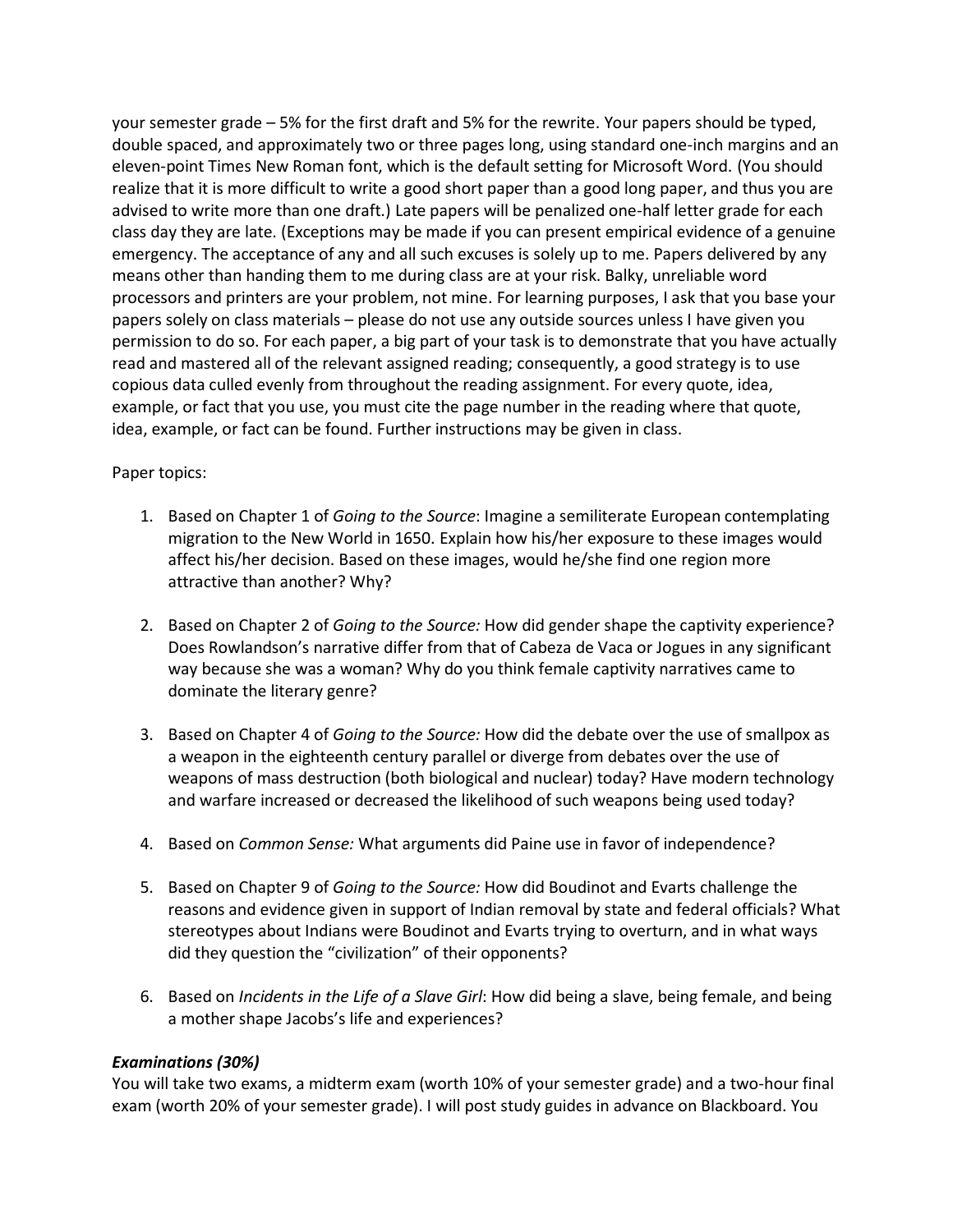your semester grade – 5% for the first draft and 5% for the rewrite. Your papers should be typed, double spaced, and approximately two or three pages long, using standard one-inch margins and an eleven-point Times New Roman font, which is the default setting for Microsoft Word. (You should realize that it is more difficult to write a good short paper than a good long paper, and thus you are advised to write more than one draft.) Late papers will be penalized one-half letter grade for each class day they are late. (Exceptions may be made if you can present empirical evidence of a genuine emergency. The acceptance of any and all such excuses is solely up to me. Papers delivered by any means other than handing them to me during class are at your risk. Balky, unreliable word processors and printers are your problem, not mine. For learning purposes, I ask that you base your papers solely on class materials – please do not use any outside sources unless I have given you permission to do so. For each paper, a big part of your task is to demonstrate that you have actually read and mastered all of the relevant assigned reading; consequently, a good strategy is to use copious data culled evenly from throughout the reading assignment. For every quote, idea, example, or fact that you use, you must cite the page number in the reading where that quote, idea, example, or fact can be found. Further instructions may be given in class.

Paper topics:

1. Based on Chapter 1 of *Going to the Source*: Imagine a semiliterate European contemplating migration to the New World in 1650. Explain how his/her exposure to these images would affect his/her decision. Based on these images, would he/she find one region more attractive than another? Why?

2. Based on Chapter 2 of *Going to the Source:* How did gender shape the captivity experience? Does Rowlandson's narrative differ from that of Cabeza de Vaca or Jogues in any significant way because she was a woman? Why do you think female captivity narratives came to dominate the literary genre?

3. Based on Chapter 4 of *Going to the Source:* How did the debate over the use of smallpox as a weapon in the eighteenth century parallel or diverge from debates over the use of weapons of mass destruction (both biological and nuclear) today? Have modern technology and warfare increased or decreased the likelihood of such weapons being used today?

4. Based on *Common Sense:* What arguments did Paine use in favor of independence?

5. Based on Chapter 9 of *Going to the Source:* How did Boudinot and Evarts challenge the reasons and evidence given in support of Indian removal by state and federal officials? What stereotypes about Indians were Boudinot and Evarts trying to overturn, and in what ways did they question the "civilization" of their opponents?

6. Based on *Incidents in the Life of a Slave Girl*: How did being a slave, being female, and being a mother shape Jacobs's life and experiences?

### *Examinations (30%)*

You will take two exams, a midterm exam (worth 10% of your semester grade) and a two-hour final exam (worth 20% of your semester grade). I will post study guides in advance on Blackboard. You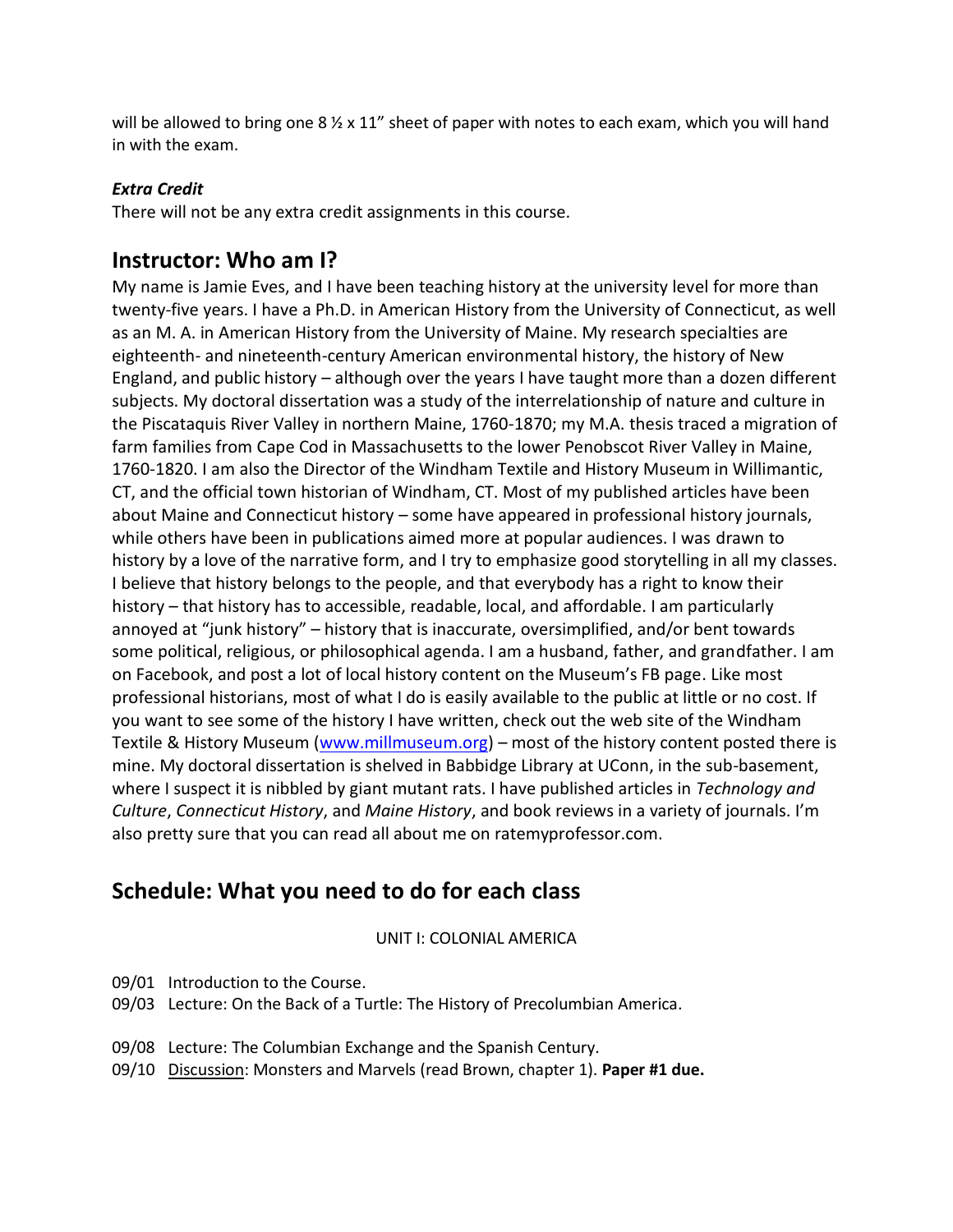will be allowed to bring one 8 ½ x 11" sheet of paper with notes to each exam, which you will hand in with the exam.

### *Extra Credit*

There will not be any extra credit assignments in this course.

## Instructor: Who am I?

My name is Jamie Eves, and I have been teaching history at the university level for more than twenty-five years. I have a Ph.D. in American History from the University of Connecticut, as well as an M. A. in American History from the University of Maine. My research specialties are eighteenth- and nineteenth-century American environmental history, the history of New England, and public history – although over the years I have taught more than a dozen different subjects. My doctoral dissertation was a study of the interrelationship of nature and culture in the Piscataquis River Valley in northern Maine, 1760-1870; my M.A. thesis traced a migration of farm families from Cape Cod in Massachusetts to the lower Penobscot River Valley in Maine, 1760-1820. I am also the Director of the Windham Textile and History Museum in Willimantic, CT, and the official town historian of Windham, CT. Most of my published articles have been about Maine and Connecticut history – some have appeared in professional history journals, while others have been in publications aimed more at popular audiences. I was drawn to history by a love of the narrative form, and I try to emphasize good storytelling in all my classes. I believe that history belongs to the people, and that everybody has a right to know their history – that history has to accessible, readable, local, and affordable. I am particularly annoyed at "junk history" – history that is inaccurate, oversimplified, and/or bent towards some political, religious, or philosophical agenda. I am a husband, father, and grandfather. I am on Facebook, and post a lot of local history content on the Museum's FB page. Like most professional historians, most of what I do is easily available to the public at little or no cost. If you want to see some of the history I have written, check out the web site of the Windham Textile & History Museum ([www.millmuseum.org](http://www.millmuseum.org)) – most of the history content posted there is mine. My doctoral dissertation is shelved in Babbidge Library at UConn, in the sub-basement, where I suspect it is nibbled by giant mutant rats. I have published articles in *Technology and Culture*, *Connecticut History*, and *Maine History*, and book reviews in a variety of journals. I'm also pretty sure that you can read all about me on ratemyprofessor.com.

## Schedule: What you need to do for each class

UNIT I: COLONIAL AMERICA

09/01 Introduction to the Course.
09/03 Lecture: On the Back of a Turtle: The History of Precolumbian America.

09/08 Lecture: The Columbian Exchange and the Spanish Century.
09/10 <u>Discussion</u>: Monsters and Marvels (read Brown, chapter 1). **Paper #1 due.**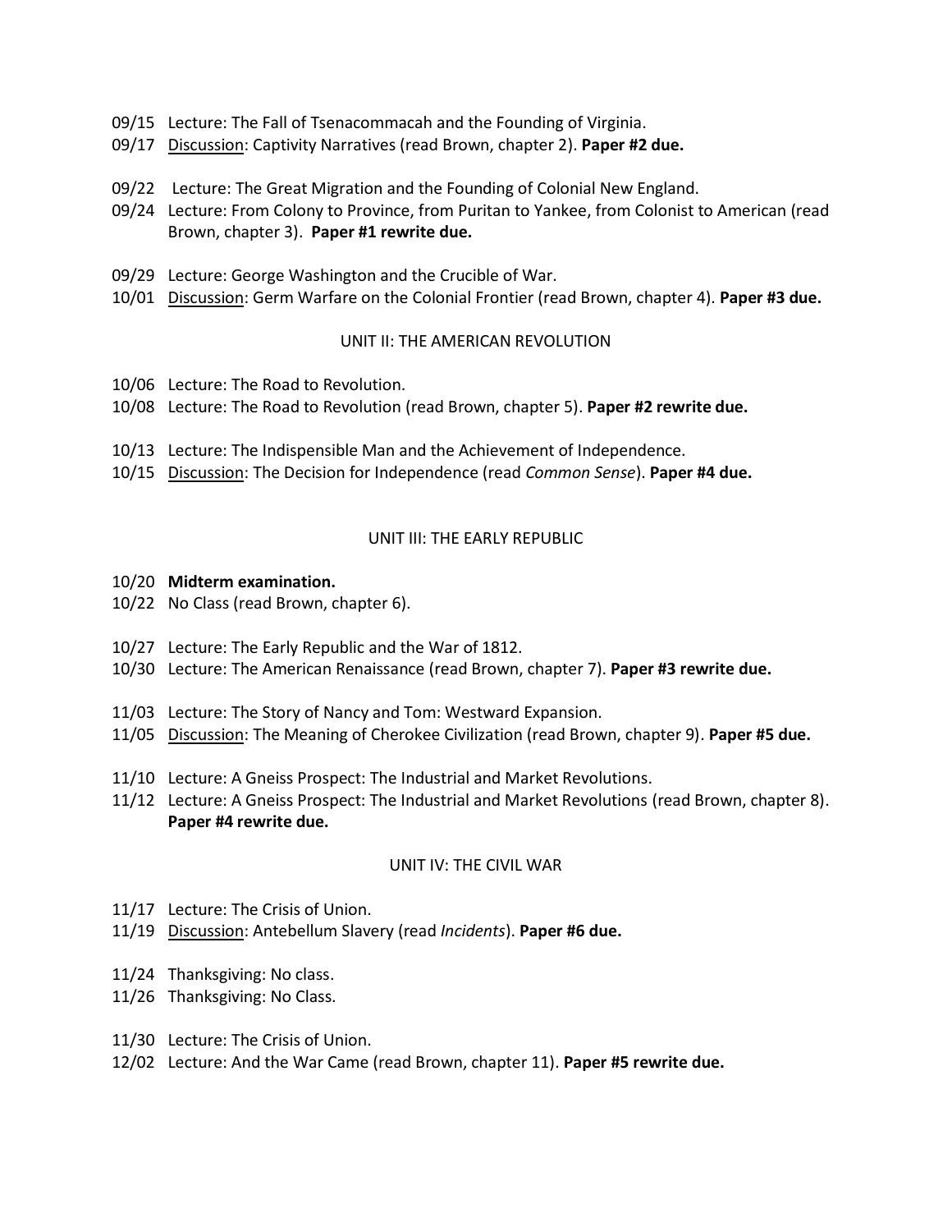09/15 Lecture: The Fall of Tsenacommacah and the Founding of Virginia.
09/17 Discussion: Captivity Narratives (read Brown, chapter 2). **Paper #2 due.**

09/22 Lecture: The Great Migration and the Founding of Colonial New England.
09/24 Lecture: From Colony to Province, from Puritan to Yankee, from Colonist to American (read Brown, chapter 3). **Paper #1 rewrite due.**

09/29 Lecture: George Washington and the Crucible of War.
10/01 Discussion: Germ Warfare on the Colonial Frontier (read Brown, chapter 4). **Paper #3 due.**

UNIT II: THE AMERICAN REVOLUTION

10/06 Lecture: The Road to Revolution.
10/08 Lecture: The Road to Revolution (read Brown, chapter 5). **Paper #2 rewrite due.**

10/13 Lecture: The Indispensible Man and the Achievement of Independence.
10/15 Discussion: The Decision for Independence (read *Common Sense*). **Paper #4 due.**

UNIT III: THE EARLY REPUBLIC

10/20 **Midterm examination.**
10/22 No Class (read Brown, chapter 6).

10/27 Lecture: The Early Republic and the War of 1812.
10/30 Lecture: The American Renaissance (read Brown, chapter 7). **Paper #3 rewrite due.**

11/03 Lecture: The Story of Nancy and Tom: Westward Expansion.
11/05 Discussion: The Meaning of Cherokee Civilization (read Brown, chapter 9). **Paper #5 due.**

11/10 Lecture: A Gneiss Prospect: The Industrial and Market Revolutions.
11/12 Lecture: A Gneiss Prospect: The Industrial and Market Revolutions (read Brown, chapter 8). **Paper #4 rewrite due.**

UNIT IV: THE CIVIL WAR

11/17 Lecture: The Crisis of Union.
11/19 Discussion: Antebellum Slavery (read *Incidents*). **Paper #6 due.**

11/24 Thanksgiving: No class.
11/26 Thanksgiving: No Class.

11/30 Lecture: The Crisis of Union.
12/02 Lecture: And the War Came (read Brown, chapter 11). **Paper #5 rewrite due.**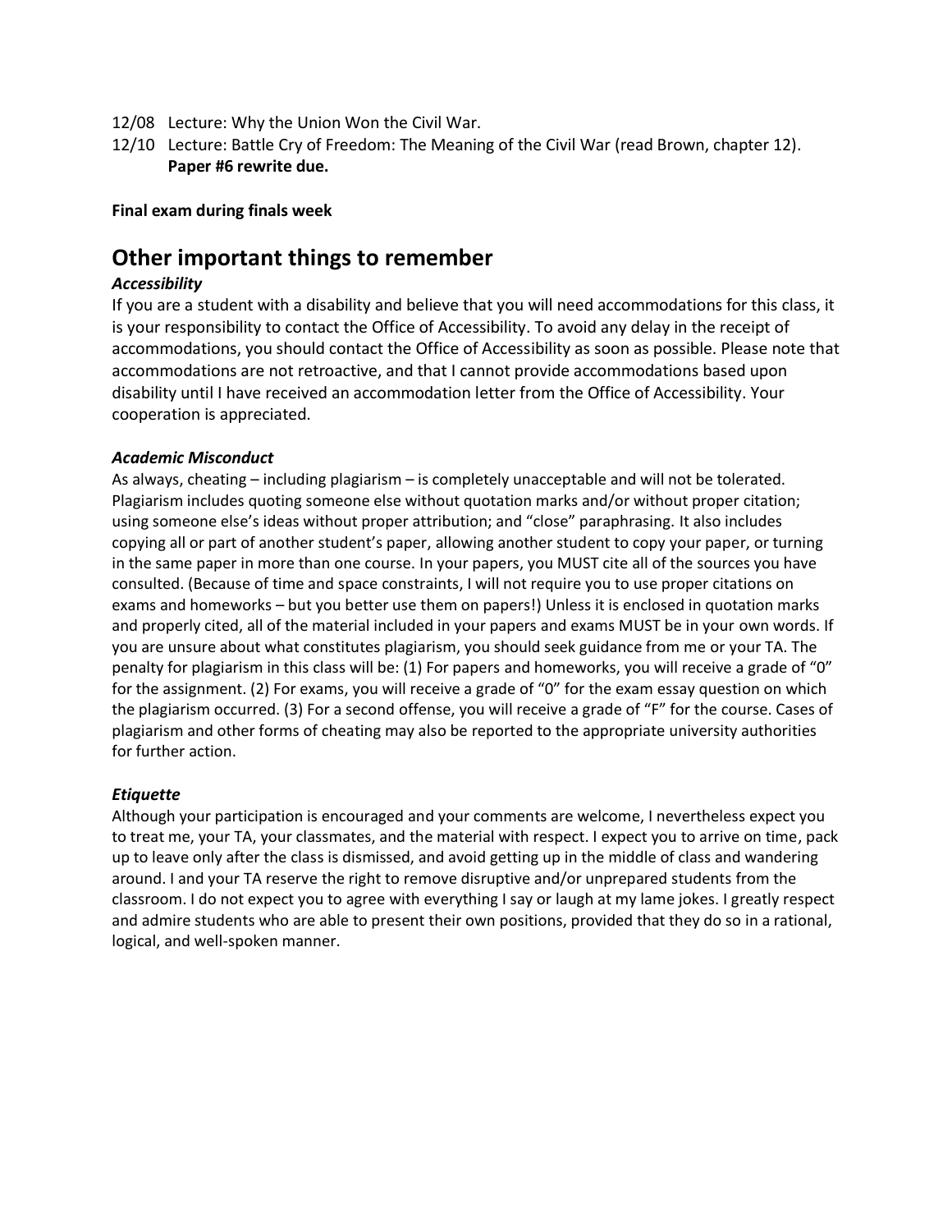12/08 Lecture: Why the Union Won the Civil War.

12/10 Lecture: Battle Cry of Freedom: The Meaning of the Civil War (read Brown, chapter 12). **Paper #6 rewrite due.**

**Final exam during finals week**

# Other important things to remember

### *Accessibility*

If you are a student with a disability and believe that you will need accommodations for this class, it is your responsibility to contact the Office of Accessibility. To avoid any delay in the receipt of accommodations, you should contact the Office of Accessibility as soon as possible. Please note that accommodations are not retroactive, and that I cannot provide accommodations based upon disability until I have received an accommodation letter from the Office of Accessibility. Your cooperation is appreciated.

### *Academic Misconduct*

As always, cheating – including plagiarism – is completely unacceptable and will not be tolerated. Plagiarism includes quoting someone else without quotation marks and/or without proper citation; using someone else's ideas without proper attribution; and "close" paraphrasing. It also includes copying all or part of another student's paper, allowing another student to copy your paper, or turning in the same paper in more than one course. In your papers, you MUST cite all of the sources you have consulted. (Because of time and space constraints, I will not require you to use proper citations on exams and homeworks – but you better use them on papers!) Unless it is enclosed in quotation marks and properly cited, all of the material included in your papers and exams MUST be in your own words. If you are unsure about what constitutes plagiarism, you should seek guidance from me or your TA. The penalty for plagiarism in this class will be: (1) For papers and homeworks, you will receive a grade of "0" for the assignment. (2) For exams, you will receive a grade of "0" for the exam essay question on which the plagiarism occurred. (3) For a second offense, you will receive a grade of "F" for the course. Cases of plagiarism and other forms of cheating may also be reported to the appropriate university authorities for further action.

### *Etiquette*

Although your participation is encouraged and your comments are welcome, I nevertheless expect you to treat me, your TA, your classmates, and the material with respect. I expect you to arrive on time, pack up to leave only after the class is dismissed, and avoid getting up in the middle of class and wandering around. I and your TA reserve the right to remove disruptive and/or unprepared students from the classroom. I do not expect you to agree with everything I say or laugh at my lame jokes. I greatly respect and admire students who are able to present their own positions, provided that they do so in a rational, logical, and well-spoken manner.